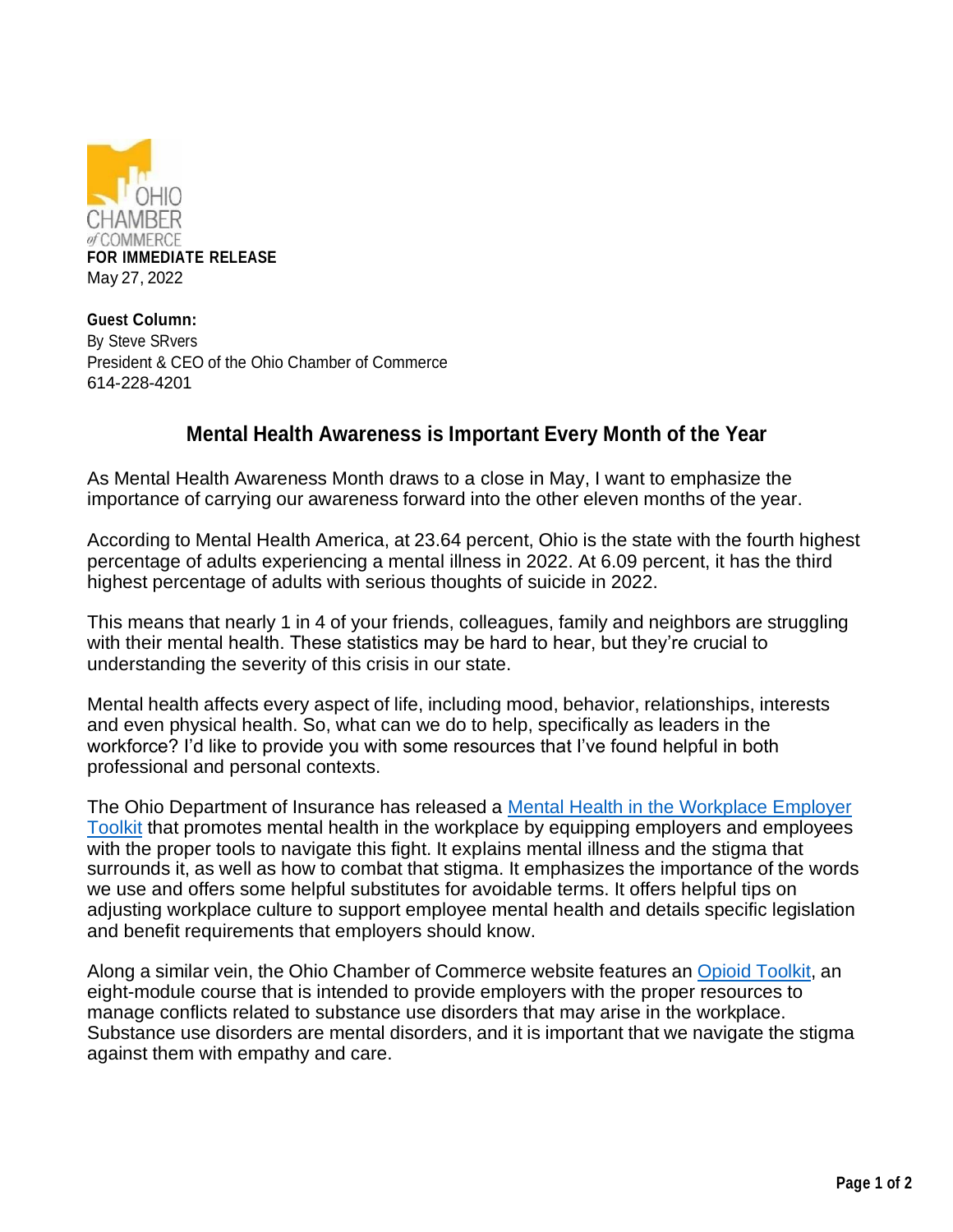**FOR IMMEDIATE RELEASE**
May 27, 2022

**Guest Column:**
By Steve SRvers
President & CEO of the Ohio Chamber of Commerce
614-228-4201

## Mental Health Awareness is Important Every Month of the Year

As Mental Health Awareness Month draws to a close in May, I want to emphasize the importance of carrying our awareness forward into the other eleven months of the year.

According to Mental Health America, at 23.64 percent, Ohio is the state with the fourth highest percentage of adults experiencing a mental illness in 2022. At 6.09 percent, it has the third highest percentage of adults with serious thoughts of suicide in 2022.

This means that nearly 1 in 4 of your friends, colleagues, family and neighbors are struggling with their mental health. These statistics may be hard to hear, but they're crucial to understanding the severity of this crisis in our state.

Mental health affects every aspect of life, including mood, behavior, relationships, interests and even physical health. So, what can we do to help, specifically as leaders in the workforce? I'd like to provide you with some resources that I've found helpful in both professional and personal contexts.

The Ohio Department of Insurance has released a Mental Health in the Workplace Employer Toolkit that promotes mental health in the workplace by equipping employers and employees with the proper tools to navigate this fight. It explains mental illness and the stigma that surrounds it, as well as how to combat that stigma. It emphasizes the importance of the words we use and offers some helpful substitutes for avoidable terms. It offers helpful tips on adjusting workplace culture to support employee mental health and details specific legislation and benefit requirements that employers should know.

Along a similar vein, the Ohio Chamber of Commerce website features an Opioid Toolkit, an eight-module course that is intended to provide employers with the proper resources to manage conflicts related to substance use disorders that may arise in the workplace. Substance use disorders are mental disorders, and it is important that we navigate the stigma against them with empathy and care.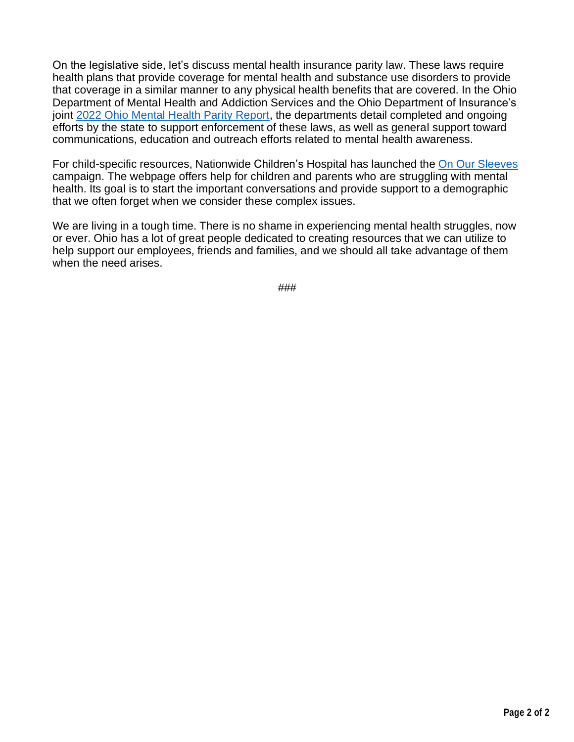On the legislative side, let's discuss mental health insurance parity law. These laws require health plans that provide coverage for mental health and substance use disorders to provide that coverage in a similar manner to any physical health benefits that are covered. In the Ohio Department of Mental Health and Addiction Services and the Ohio Department of Insurance's joint 2022 Ohio Mental Health Parity Report, the departments detail completed and ongoing efforts by the state to support enforcement of these laws, as well as general support toward communications, education and outreach efforts related to mental health awareness.

For child-specific resources, Nationwide Children's Hospital has launched the On Our Sleeves campaign. The webpage offers help for children and parents who are struggling with mental health. Its goal is to start the important conversations and provide support to a demographic that we often forget when we consider these complex issues.

We are living in a tough time. There is no shame in experiencing mental health struggles, now or ever. Ohio has a lot of great people dedicated to creating resources that we can utilize to help support our employees, friends and families, and we should all take advantage of them when the need arises.

###